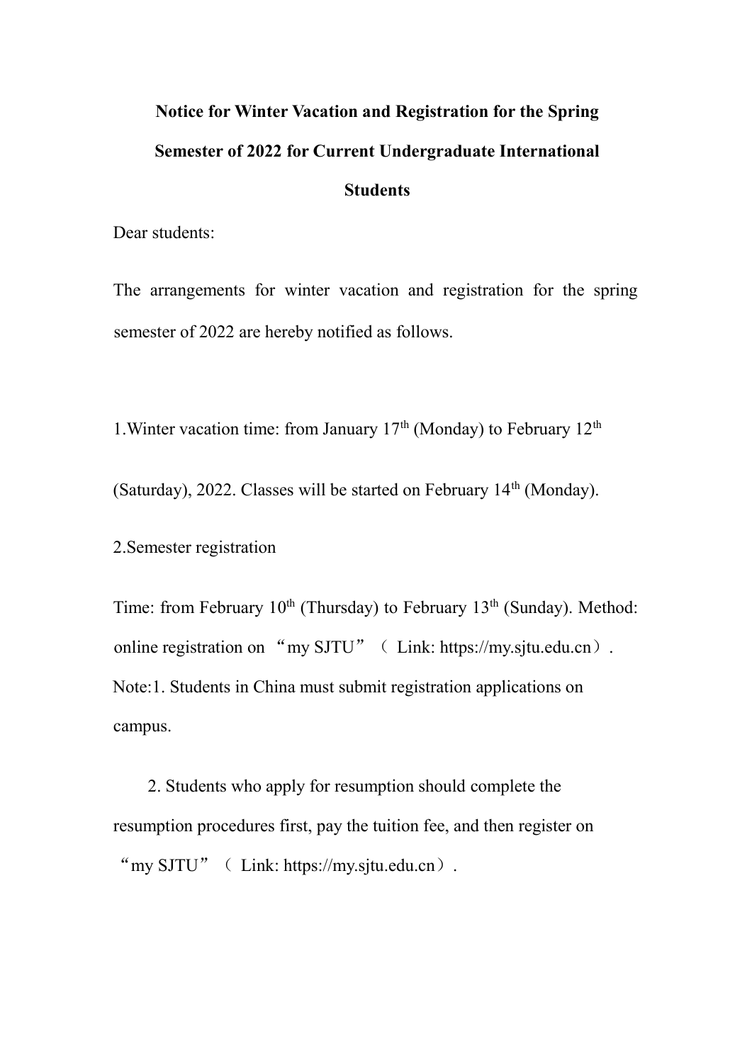# Notice for Winter Vacation and Registration for the Spring Semester of 2022 for Current Undergraduate International Students

Dear students:

The arrangements for winter vacation and registration for the spring semester of 2022 are hereby notified as follows.

1.Winter vacation time: from January 17th (Monday) to February 12th (Saturday), 2022. Classes will be started on February 14th (Monday).

2.Semester registration

Time: from February 10th (Thursday) to February 13th (Sunday). Method: online registration on "my SJTU"（ Link: https://my.sjtu.edu.cn）.

Note:1. Students in China must submit registration applications on campus.

2. Students who apply for resumption should complete the resumption procedures first, pay the tuition fee, and then register on "my SJTU"（ Link: https://my.sjtu.edu.cn）.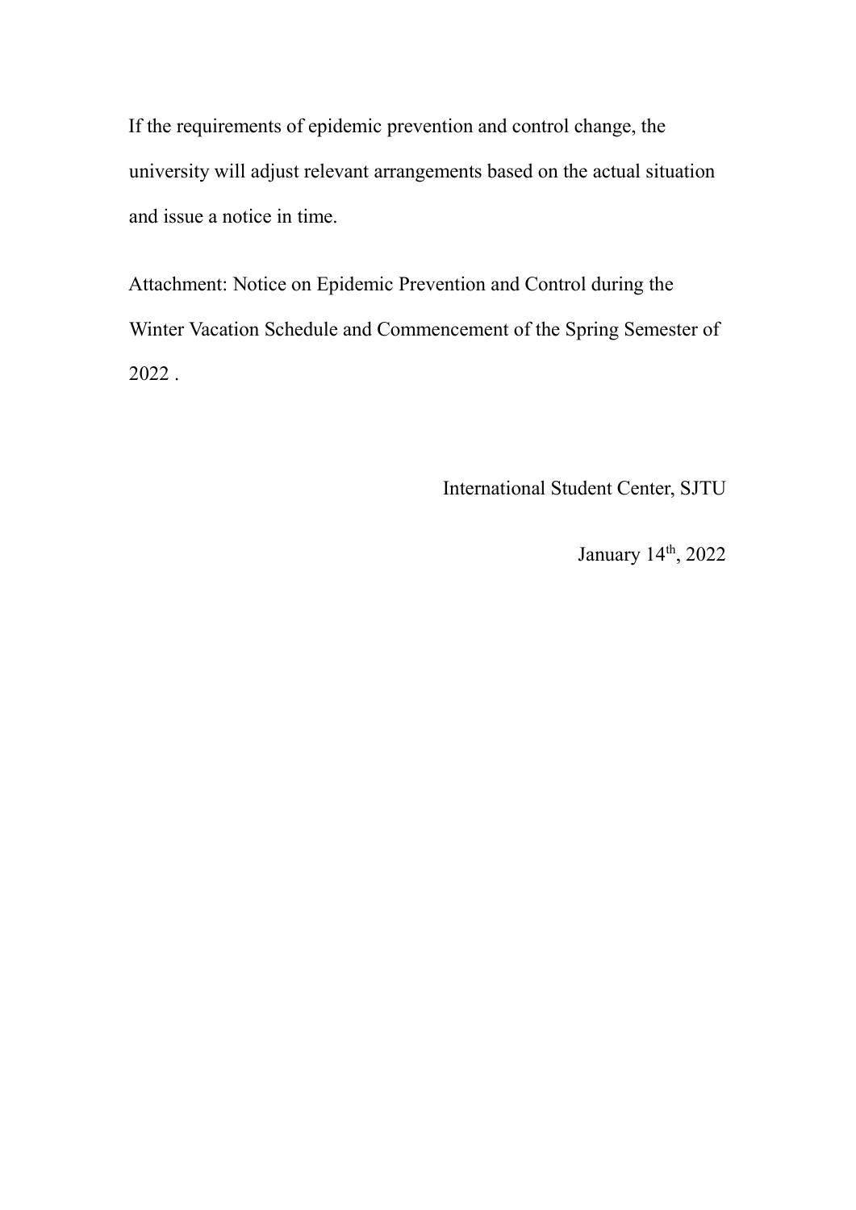If the requirements of epidemic prevention and control change, the university will adjust relevant arrangements based on the actual situation and issue a notice in time.

Attachment: Notice on Epidemic Prevention and Control during the Winter Vacation Schedule and Commencement of the Spring Semester of 2022 .

International Student Center, SJTU

January 14th, 2022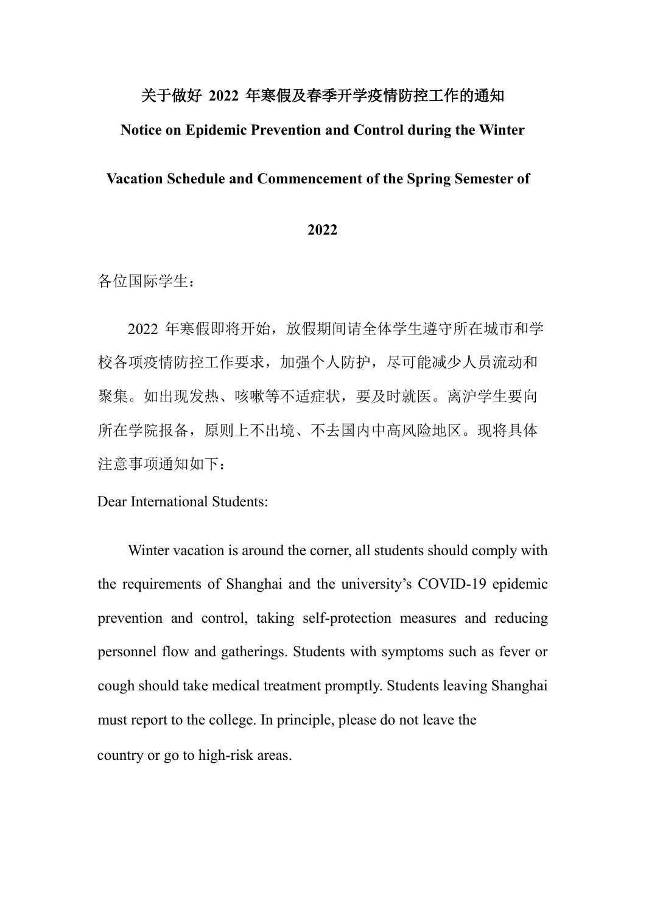# 关于做好 2022 年寒假及春季开学疫情防控工作的通知

# Notice on Epidemic Prevention and Control during the Winter Vacation Schedule and Commencement of the Spring Semester of 2022

各位国际学生：

2022 年寒假即将开始，放假期间请全体学生遵守所在城市和学校各项疫情防控工作要求，加强个人防护，尽可能减少人员流动和聚集。如出现发热、咳嗽等不适症状，要及时就医。离沪学生要向所在学院报备，原则上不出境、不去国内中高风险地区。现将具体注意事项通知如下：

Dear International Students:

Winter vacation is around the corner, all students should comply with the requirements of Shanghai and the university's COVID-19 epidemic prevention and control, taking self-protection measures and reducing personnel flow and gatherings. Students with symptoms such as fever or cough should take medical treatment promptly. Students leaving Shanghai must report to the college. In principle, please do not leave the country or go to high-risk areas.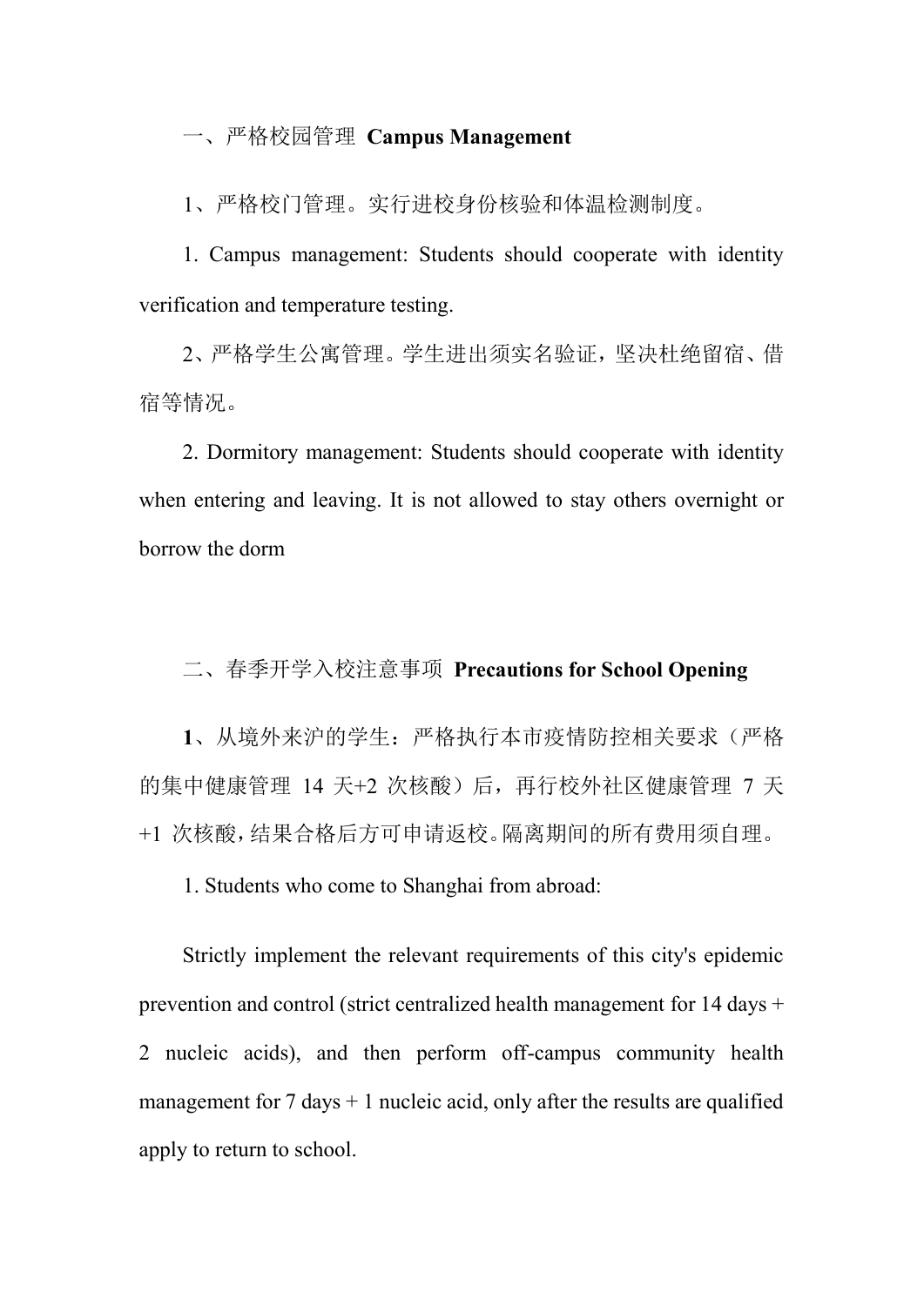## 一、严格校园管理 **Campus Management**

1、严格校门管理。实行进校身份核验和体温检测制度。

1. Campus management: Students should cooperate with identity verification and temperature testing.

2、严格学生公寓管理。学生进出须实名验证，坚决杜绝留宿、借宿等情况。

2. Dormitory management: Students should cooperate with identity when entering and leaving. It is not allowed to stay others overnight or borrow the dorm

## 二、春季开学入校注意事项 **Precautions for School Opening**

**1**、从境外来沪的学生：严格执行本市疫情防控相关要求（严格的集中健康管理 14 天+2 次核酸）后，再行校外社区健康管理 7 天+1 次核酸，结果合格后方可申请返校。隔离期间的所有费用须自理。

1. Students who come to Shanghai from abroad:

Strictly implement the relevant requirements of this city's epidemic prevention and control (strict centralized health management for 14 days + 2 nucleic acids), and then perform off-campus community health management for 7 days + 1 nucleic acid, only after the results are qualified apply to return to school.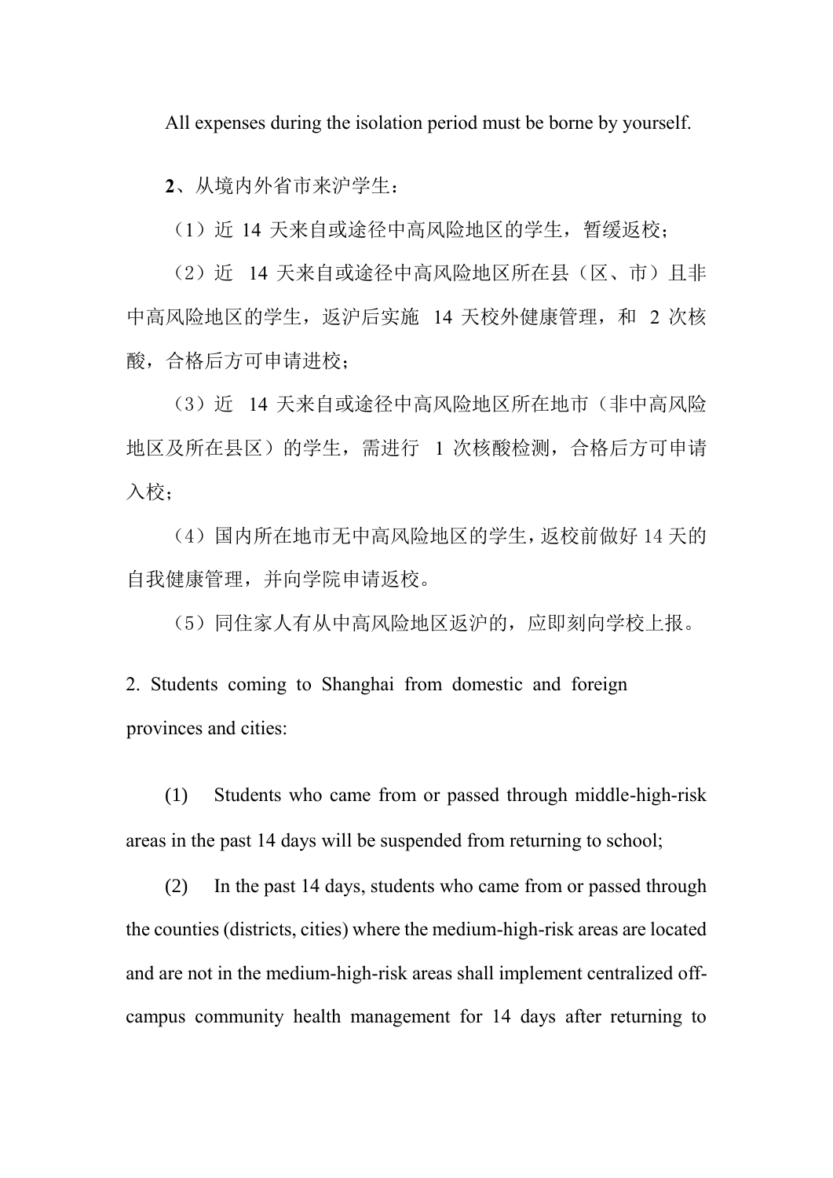All expenses during the isolation period must be borne by yourself.

**2**、从境内外省市来沪学生：

（1）近 14 天来自或途径中高风险地区的学生，暂缓返校；

（2）近 14 天来自或途径中高风险地区所在县（区、市）且非中高风险地区的学生，返沪后实施 14 天校外健康管理，和 2 次核酸，合格后方可申请进校；

（3）近 14 天来自或途径中高风险地区所在地市（非中高风险地区及所在县区）的学生，需进行 1 次核酸检测，合格后方可申请入校；

（4）国内所在地市无中高风险地区的学生，返校前做好 14 天的自我健康管理，并向学院申请返校。

（5）同住家人有从中高风险地区返沪的，应即刻向学校上报。

2. Students coming to Shanghai from domestic and foreign provinces and cities:

(1) Students who came from or passed through middle-high-risk areas in the past 14 days will be suspended from returning to school;

(2) In the past 14 days, students who came from or passed through the counties (districts, cities) where the medium-high-risk areas are located and are not in the medium-high-risk areas shall implement centralized off-campus community health management for 14 days after returning to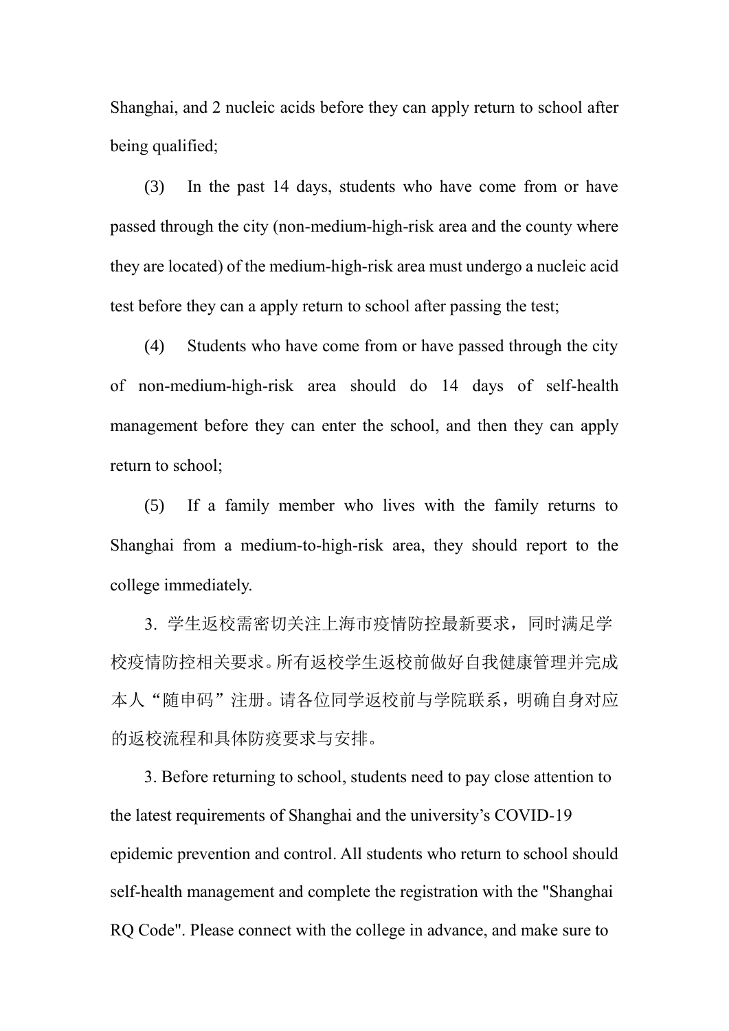Shanghai, and 2 nucleic acids before they can apply return to school after being qualified;

(3) In the past 14 days, students who have come from or have passed through the city (non-medium-high-risk area and the county where they are located) of the medium-high-risk area must undergo a nucleic acid test before they can a apply return to school after passing the test;

(4) Students who have come from or have passed through the city of non-medium-high-risk area should do 14 days of self-health management before they can enter the school, and then they can apply return to school;

(5) If a family member who lives with the family returns to Shanghai from a medium-to-high-risk area, they should report to the college immediately.

3. 学生返校需密切关注上海市疫情防控最新要求，同时满足学校疫情防控相关要求。所有返校学生返校前做好自我健康管理并完成本人“随申码”注册。请各位同学返校前与学院联系，明确自身对应的返校流程和具体防疫要求与安排。

3. Before returning to school, students need to pay close attention to the latest requirements of Shanghai and the university's COVID-19 epidemic prevention and control. All students who return to school should self-health management and complete the registration with the "Shanghai RQ Code". Please connect with the college in advance, and make sure to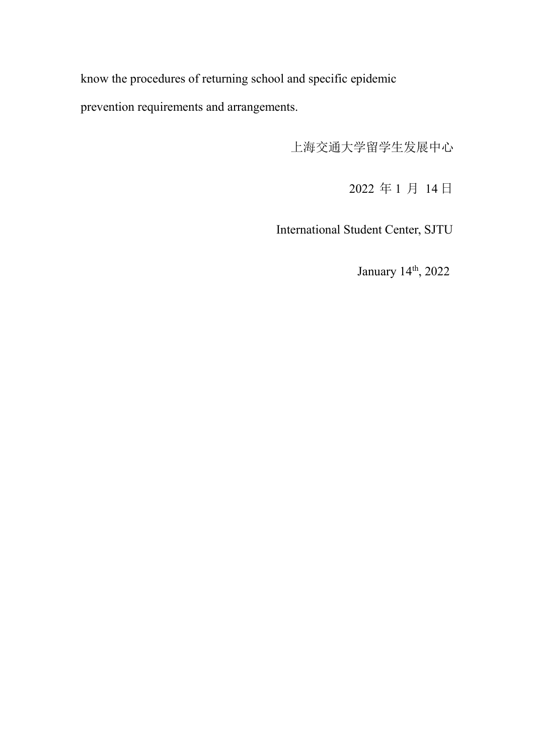know the procedures of returning school and specific epidemic prevention requirements and arrangements.

上海交通大学留学生发展中心

2022 年 1 月 14 日

International Student Center, SJTU

January 14th, 2022